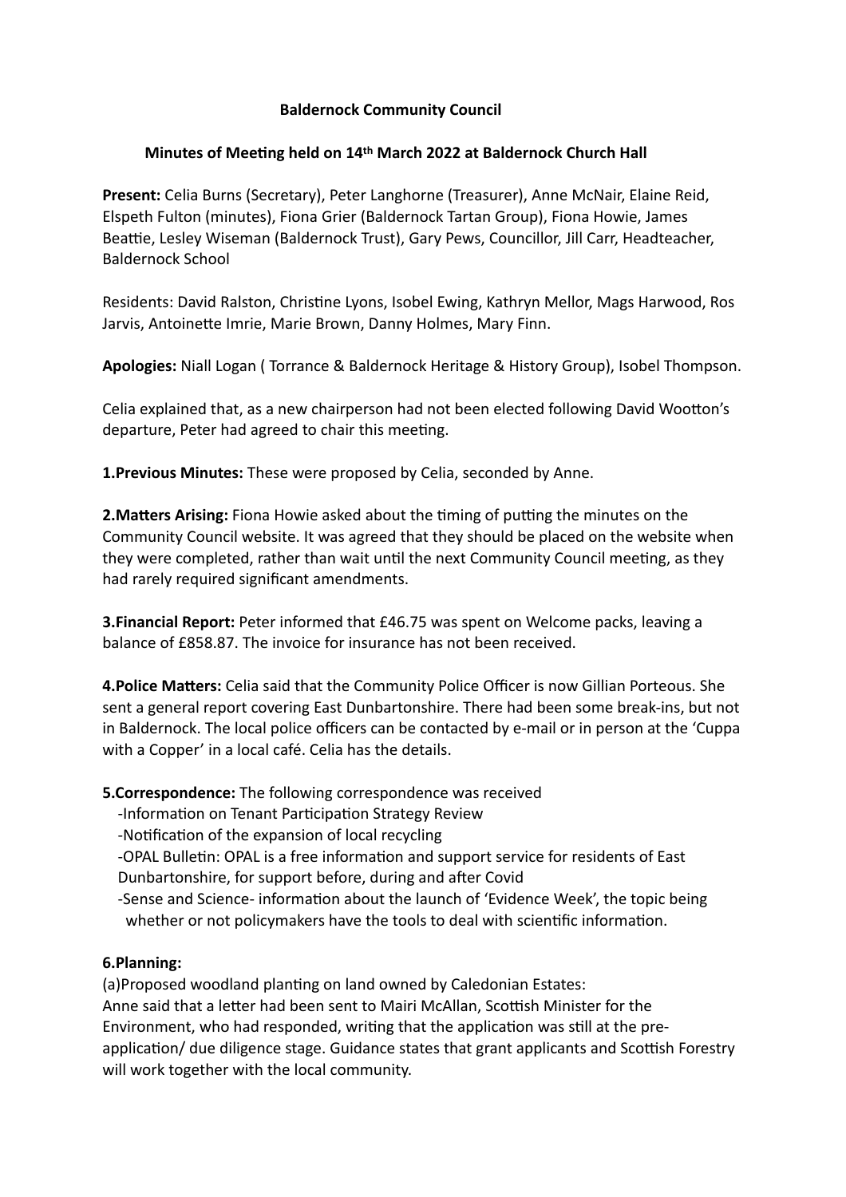# Baldernock Community Council

## Minutes of Meeting held on 14th March 2022 at Baldernock Church Hall

**Present:** Celia Burns (Secretary), Peter Langhorne (Treasurer), Anne McNair, Elaine Reid, Elspeth Fulton (minutes), Fiona Grier (Baldernock Tartan Group), Fiona Howie, James Beattie, Lesley Wiseman (Baldernock Trust), Gary Pews, Councillor, Jill Carr, Headteacher, Baldernock School

Residents: David Ralston, Christine Lyons, Isobel Ewing, Kathryn Mellor, Mags Harwood, Ros Jarvis, Antoinette Imrie, Marie Brown, Danny Holmes, Mary Finn.

**Apologies:** Niall Logan ( Torrance & Baldernock Heritage & History Group), Isobel Thompson.

Celia explained that, as a new chairperson had not been elected following David Wootton's departure, Peter had agreed to chair this meeting.

**1.Previous Minutes:** These were proposed by Celia, seconded by Anne.

**2.Matters Arising:** Fiona Howie asked about the timing of putting the minutes on the Community Council website. It was agreed that they should be placed on the website when they were completed, rather than wait until the next Community Council meeting, as they had rarely required significant amendments.

**3.Financial Report:** Peter informed that £46.75 was spent on Welcome packs, leaving a balance of £858.87. The invoice for insurance has not been received.

**4.Police Matters:** Celia said that the Community Police Officer is now Gillian Porteous. She sent a general report covering East Dunbartonshire. There had been some break-ins, but not in Baldernock. The local police officers can be contacted by e-mail or in person at the 'Cuppa with a Copper' in a local café. Celia has the details.

**5.Correspondence:** The following correspondence was received

- -Information on Tenant Participation Strategy Review
- -Notification of the expansion of local recycling
- -OPAL Bulletin: OPAL is a free information and support service for residents of East Dunbartonshire, for support before, during and after Covid
- -Sense and Science- information about the launch of 'Evidence Week', the topic being whether or not policymakers have the tools to deal with scientific information.

**6.Planning:**

(a)Proposed woodland planting on land owned by Caledonian Estates:
Anne said that a letter had been sent to Mairi McAllan, Scottish Minister for the Environment, who had responded, writing that the application was still at the pre-application/ due diligence stage. Guidance states that grant applicants and Scottish Forestry will work together with the local community.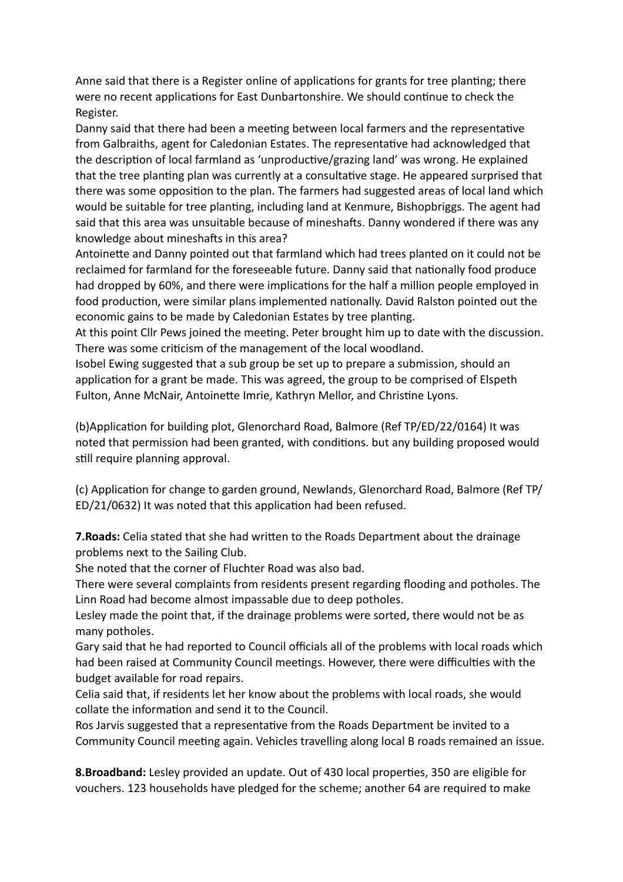Anne said that there is a Register online of applications for grants for tree planting; there were no recent applications for East Dunbartonshire. We should continue to check the Register.

Danny said that there had been a meeting between local farmers and the representative from Galbraiths, agent for Caledonian Estates. The representative had acknowledged that the description of local farmland as 'unproductive/grazing land' was wrong. He explained that the tree planting plan was currently at a consultative stage. He appeared surprised that there was some opposition to the plan. The farmers had suggested areas of local land which would be suitable for tree planting, including land at Kenmure, Bishopbriggs. The agent had said that this area was unsuitable because of mineshafts. Danny wondered if there was any knowledge about mineshafts in this area?

Antoinette and Danny pointed out that farmland which had trees planted on it could not be reclaimed for farmland for the foreseeable future. Danny said that nationally food produce had dropped by 60%, and there were implications for the half a million people employed in food production, were similar plans implemented nationally. David Ralston pointed out the economic gains to be made by Caledonian Estates by tree planting.

At this point Cllr Pews joined the meeting. Peter brought him up to date with the discussion. There was some criticism of the management of the local woodland.

Isobel Ewing suggested that a sub group be set up to prepare a submission, should an application for a grant be made. This was agreed, the group to be comprised of Elspeth Fulton, Anne McNair, Antoinette Imrie, Kathryn Mellor, and Christine Lyons.

(b)Application for building plot, Glenorchard Road, Balmore (Ref TP/ED/22/0164) It was noted that permission had been granted, with conditions. but any building proposed would still require planning approval.

(c) Application for change to garden ground, Newlands, Glenorchard Road, Balmore (Ref TP/ED/21/0632) It was noted that this application had been refused.

**7.Roads:** Celia stated that she had written to the Roads Department about the drainage problems next to the Sailing Club.

She noted that the corner of Fluchter Road was also bad.

There were several complaints from residents present regarding flooding and potholes. The Linn Road had become almost impassable due to deep potholes.

Lesley made the point that, if the drainage problems were sorted, there would not be as many potholes.

Gary said that he had reported to Council officials all of the problems with local roads which had been raised at Community Council meetings. However, there were difficulties with the budget available for road repairs.

Celia said that, if residents let her know about the problems with local roads, she would collate the information and send it to the Council.

Ros Jarvis suggested that a representative from the Roads Department be invited to a Community Council meeting again. Vehicles travelling along local B roads remained an issue.

**8.Broadband:** Lesley provided an update. Out of 430 local properties, 350 are eligible for vouchers. 123 households have pledged for the scheme; another 64 are required to make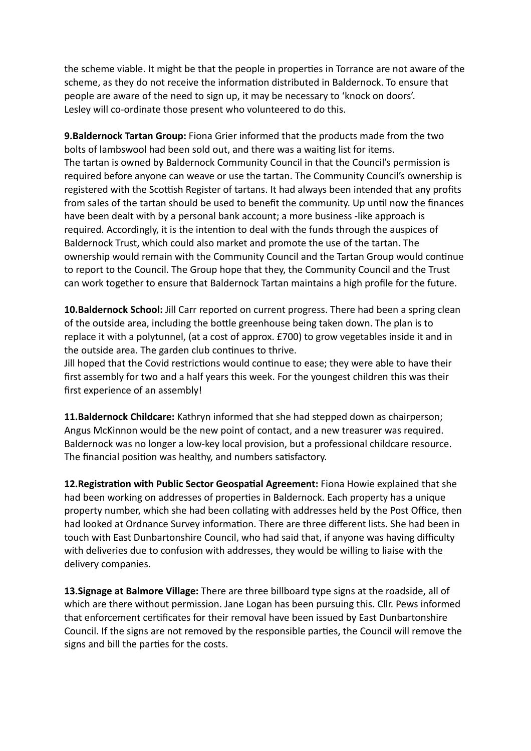the scheme viable. It might be that the people in properties in Torrance are not aware of the scheme, as they do not receive the information distributed in Baldernock. To ensure that people are aware of the need to sign up, it may be necessary to 'knock on doors'. Lesley will co-ordinate those present who volunteered to do this.

**9.Baldernock Tartan Group:** Fiona Grier informed that the products made from the two bolts of lambswool had been sold out, and there was a waiting list for items. The tartan is owned by Baldernock Community Council in that the Council's permission is required before anyone can weave or use the tartan. The Community Council's ownership is registered with the Scottish Register of tartans. It had always been intended that any profits from sales of the tartan should be used to benefit the community. Up until now the finances have been dealt with by a personal bank account; a more business -like approach is required. Accordingly, it is the intention to deal with the funds through the auspices of Baldernock Trust, which could also market and promote the use of the tartan. The ownership would remain with the Community Council and the Tartan Group would continue to report to the Council. The Group hope that they, the Community Council and the Trust can work together to ensure that Baldernock Tartan maintains a high profile for the future.

**10.Baldernock School:** Jill Carr reported on current progress. There had been a spring clean of the outside area, including the bottle greenhouse being taken down. The plan is to replace it with a polytunnel, (at a cost of approx. £700) to grow vegetables inside it and in the outside area. The garden club continues to thrive.
Jill hoped that the Covid restrictions would continue to ease; they were able to have their first assembly for two and a half years this week. For the youngest children this was their first experience of an assembly!

**11.Baldernock Childcare:** Kathryn informed that she had stepped down as chairperson; Angus McKinnon would be the new point of contact, and a new treasurer was required. Baldernock was no longer a low-key local provision, but a professional childcare resource. The financial position was healthy, and numbers satisfactory.

**12.Registration with Public Sector Geospatial Agreement:** Fiona Howie explained that she had been working on addresses of properties in Baldernock. Each property has a unique property number, which she had been collating with addresses held by the Post Office, then had looked at Ordnance Survey information. There are three different lists. She had been in touch with East Dunbartonshire Council, who had said that, if anyone was having difficulty with deliveries due to confusion with addresses, they would be willing to liaise with the delivery companies.

**13.Signage at Balmore Village:** There are three billboard type signs at the roadside, all of which are there without permission. Jane Logan has been pursuing this. Cllr. Pews informed that enforcement certificates for their removal have been issued by East Dunbartonshire Council. If the signs are not removed by the responsible parties, the Council will remove the signs and bill the parties for the costs.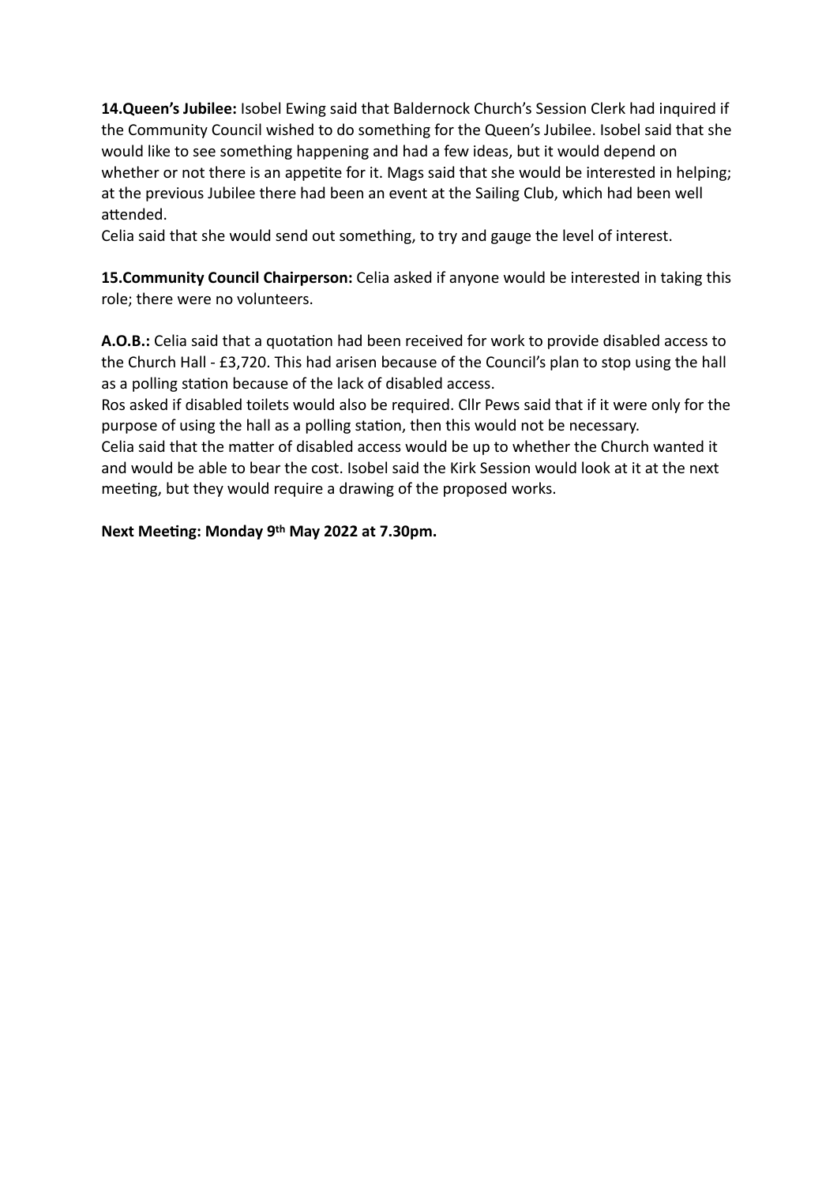**14.Queen's Jubilee:** Isobel Ewing said that Baldernock Church's Session Clerk had inquired if the Community Council wished to do something for the Queen's Jubilee. Isobel said that she would like to see something happening and had a few ideas, but it would depend on whether or not there is an appetite for it. Mags said that she would be interested in helping; at the previous Jubilee there had been an event at the Sailing Club, which had been well attended.
Celia said that she would send out something, to try and gauge the level of interest.

**15.Community Council Chairperson:** Celia asked if anyone would be interested in taking this role; there were no volunteers.

**A.O.B.:** Celia said that a quotation had been received for work to provide disabled access to the Church Hall - £3,720. This had arisen because of the Council's plan to stop using the hall as a polling station because of the lack of disabled access.
Ros asked if disabled toilets would also be required. Cllr Pews said that if it were only for the purpose of using the hall as a polling station, then this would not be necessary.
Celia said that the matter of disabled access would be up to whether the Church wanted it and would be able to bear the cost. Isobel said the Kirk Session would look at it at the next meeting, but they would require a drawing of the proposed works.

**Next Meeting: Monday 9th May 2022 at 7.30pm.**